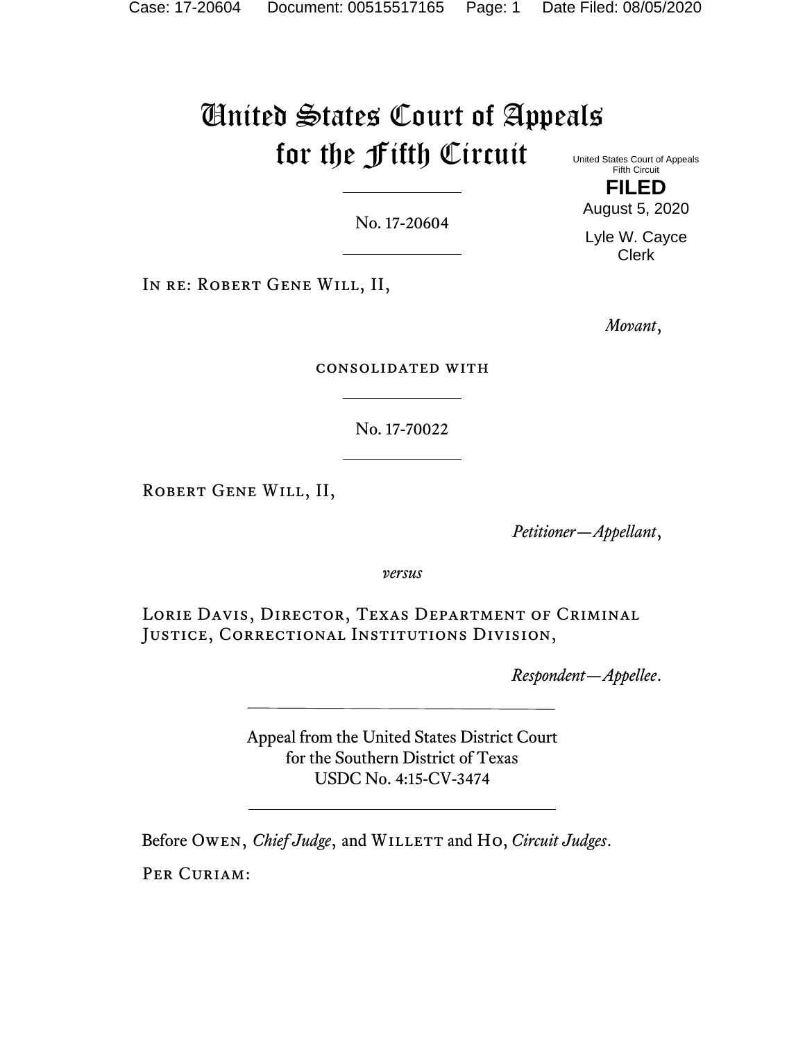# United States Court of Appeals for the Fifth Circuit

United States Court of Appeals
Fifth Circuit

**FILED**

August 5, 2020

Lyle W. Cayce
Clerk

No. 17-20604

In re: Robert Gene Will, II,

*Movant*,

consolidated with

No. 17-70022

Robert Gene Will, II,

*Petitioner—Appellant*,

*versus*

Lorie Davis, Director, Texas Department of Criminal Justice, Correctional Institutions Division,

*Respondent—Appellee*.

Appeal from the United States District Court
for the Southern District of Texas
USDC No. 4:15-CV-3474

Before Owen, *Chief Judge*, and Willett and Ho, *Circuit Judges*.

Per Curiam: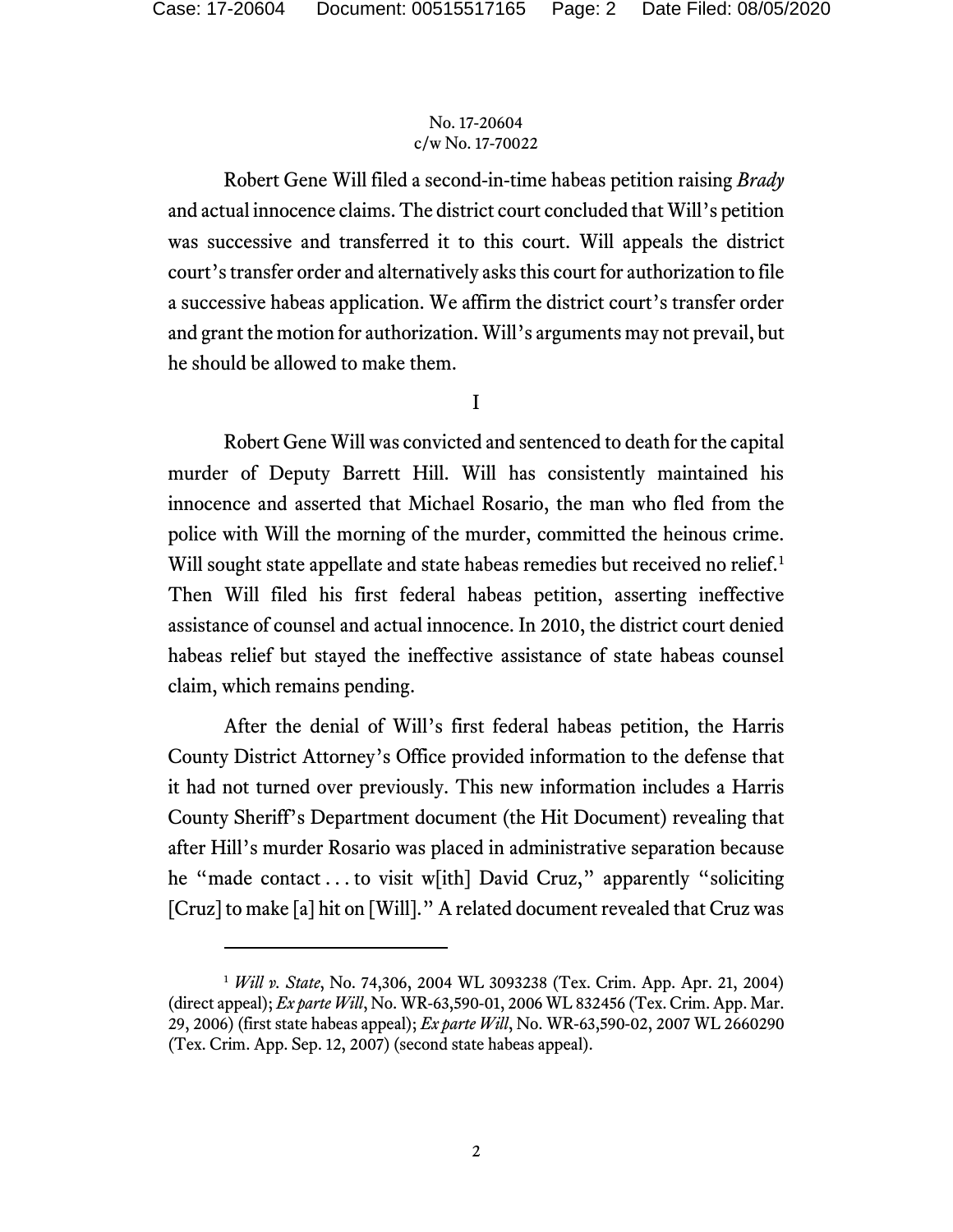Robert Gene Will filed a second-in-time habeas petition raising *Brady* and actual innocence claims. The district court concluded that Will's petition was successive and transferred it to this court. Will appeals the district court's transfer order and alternatively asks this court for authorization to file a successive habeas application. We affirm the district court's transfer order and grant the motion for authorization. Will's arguments may not prevail, but he should be allowed to make them.

I

Robert Gene Will was convicted and sentenced to death for the capital murder of Deputy Barrett Hill. Will has consistently maintained his innocence and asserted that Michael Rosario, the man who fled from the police with Will the morning of the murder, committed the heinous crime. Will sought state appellate and state habeas remedies but received no relief.[1] Then Will filed his first federal habeas petition, asserting ineffective assistance of counsel and actual innocence. In 2010, the district court denied habeas relief but stayed the ineffective assistance of state habeas counsel claim, which remains pending.

After the denial of Will's first federal habeas petition, the Harris County District Attorney's Office provided information to the defense that it had not turned over previously. This new information includes a Harris County Sheriff's Department document (the Hit Document) revealing that after Hill's murder Rosario was placed in administrative separation because he "made contact . . . to visit w[ith] David Cruz," apparently "soliciting [Cruz] to make [a] hit on [Will]." A related document revealed that Cruz was

[1] *Will v. State*, No. 74,306, 2004 WL 3093238 (Tex. Crim. App. Apr. 21, 2004) (direct appeal); *Ex parte Will*, No. WR-63,590-01, 2006 WL 832456 (Tex. Crim. App. Mar. 29, 2006) (first state habeas appeal); *Ex parte Will*, No. WR-63,590-02, 2007 WL 2660290 (Tex. Crim. App. Sep. 12, 2007) (second state habeas appeal).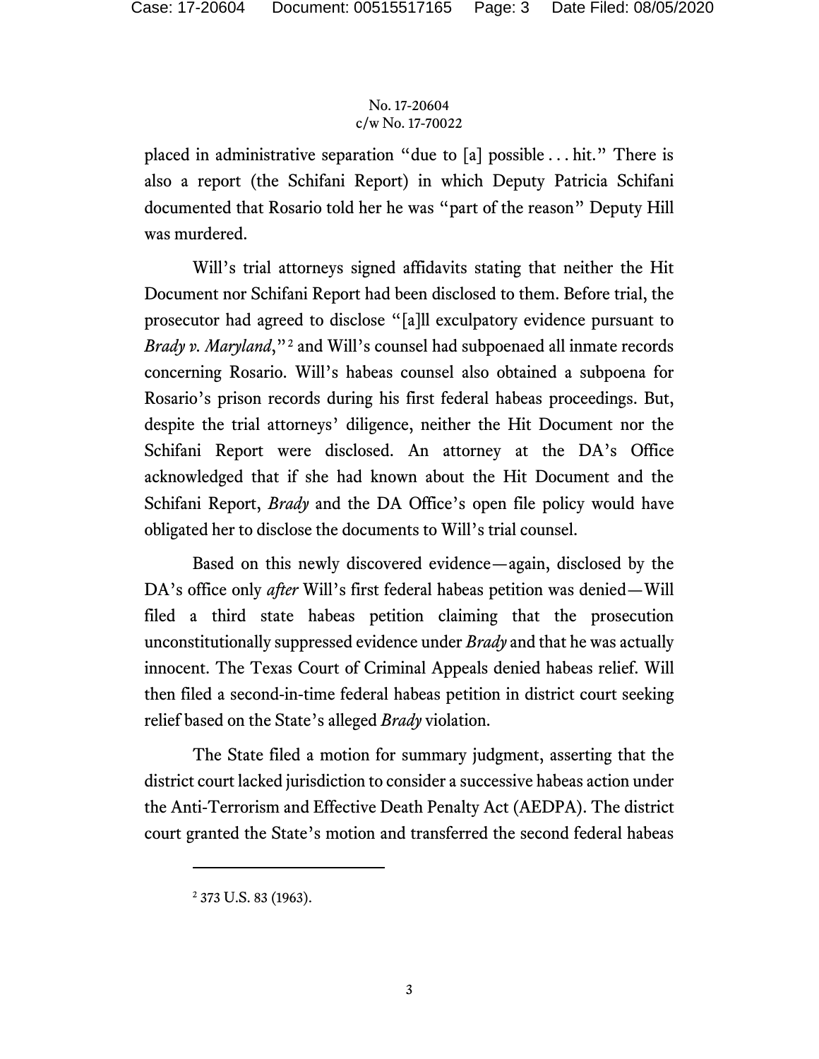placed in administrative separation "due to [a] possible . . . hit." There is also a report (the Schifani Report) in which Deputy Patricia Schifani documented that Rosario told her he was "part of the reason" Deputy Hill was murdered.

Will's trial attorneys signed affidavits stating that neither the Hit Document nor Schifani Report had been disclosed to them. Before trial, the prosecutor had agreed to disclose "[a]ll exculpatory evidence pursuant to *Brady v. Maryland*,"[2] and Will's counsel had subpoenaed all inmate records concerning Rosario. Will's habeas counsel also obtained a subpoena for Rosario's prison records during his first federal habeas proceedings. But, despite the trial attorneys' diligence, neither the Hit Document nor the Schifani Report were disclosed. An attorney at the DA's Office acknowledged that if she had known about the Hit Document and the Schifani Report, *Brady* and the DA Office's open file policy would have obligated her to disclose the documents to Will's trial counsel.

Based on this newly discovered evidence—again, disclosed by the DA's office only *after* Will's first federal habeas petition was denied—Will filed a third state habeas petition claiming that the prosecution unconstitutionally suppressed evidence under *Brady* and that he was actually innocent. The Texas Court of Criminal Appeals denied habeas relief. Will then filed a second-in-time federal habeas petition in district court seeking relief based on the State's alleged *Brady* violation.

The State filed a motion for summary judgment, asserting that the district court lacked jurisdiction to consider a successive habeas action under the Anti-Terrorism and Effective Death Penalty Act (AEDPA). The district court granted the State's motion and transferred the second federal habeas

---

[2] 373 U.S. 83 (1963).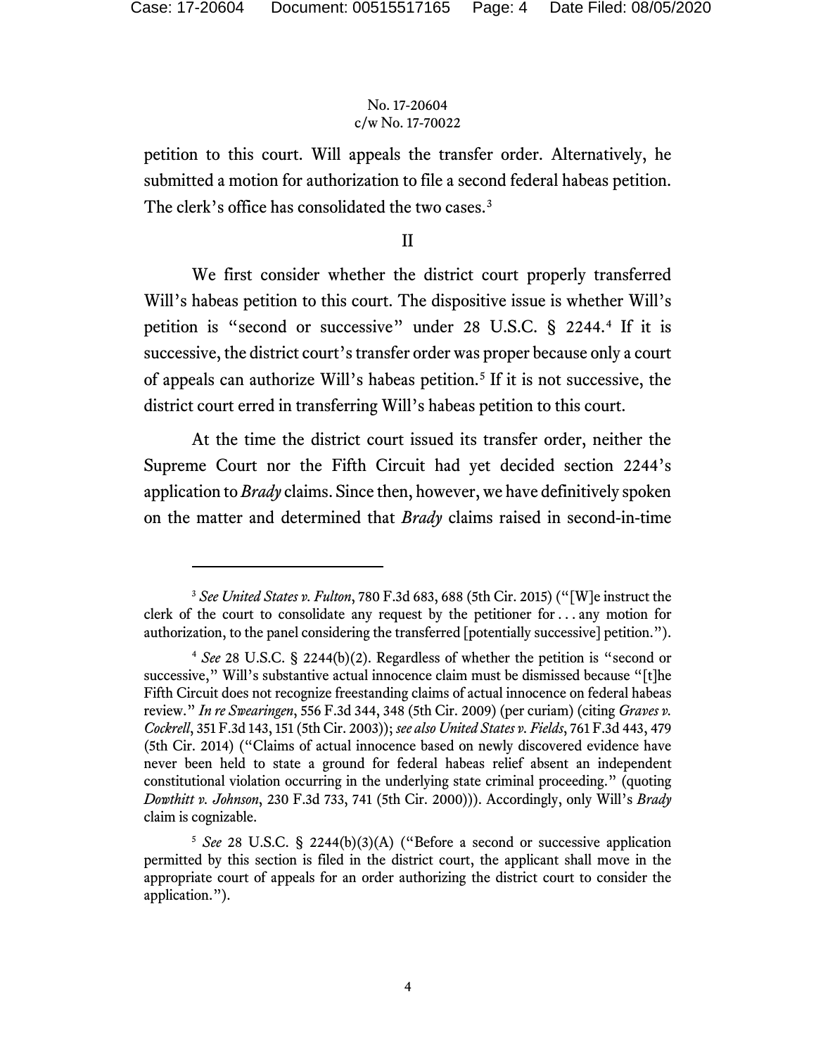petition to this court. Will appeals the transfer order. Alternatively, he submitted a motion for authorization to file a second federal habeas petition. The clerk's office has consolidated the two cases.[3]

## II

We first consider whether the district court properly transferred Will's habeas petition to this court. The dispositive issue is whether Will's petition is "second or successive" under 28 U.S.C. § 2244.[4] If it is successive, the district court's transfer order was proper because only a court of appeals can authorize Will's habeas petition.[5] If it is not successive, the district court erred in transferring Will's habeas petition to this court.

At the time the district court issued its transfer order, neither the Supreme Court nor the Fifth Circuit had yet decided section 2244's application to *Brady* claims. Since then, however, we have definitively spoken on the matter and determined that *Brady* claims raised in second-in-time

---

[3] *See United States v. Fulton*, 780 F.3d 683, 688 (5th Cir. 2015) ("[W]e instruct the clerk of the court to consolidate any request by the petitioner for . . . any motion for authorization, to the panel considering the transferred [potentially successive] petition.").

[4] *See* 28 U.S.C. § 2244(b)(2). Regardless of whether the petition is "second or successive," Will's substantive actual innocence claim must be dismissed because "[t]he Fifth Circuit does not recognize freestanding claims of actual innocence on federal habeas review." *In re Swearingen*, 556 F.3d 344, 348 (5th Cir. 2009) (per curiam) (citing *Graves v. Cockrell*, 351 F.3d 143, 151 (5th Cir. 2003)); *see also United States v. Fields*, 761 F.3d 443, 479 (5th Cir. 2014) ("Claims of actual innocence based on newly discovered evidence have never been held to state a ground for federal habeas relief absent an independent constitutional violation occurring in the underlying state criminal proceeding." (quoting *Dowthitt v. Johnson*, 230 F.3d 733, 741 (5th Cir. 2000))). Accordingly, only Will's *Brady* claim is cognizable.

[5] *See* 28 U.S.C. § 2244(b)(3)(A) ("Before a second or successive application permitted by this section is filed in the district court, the applicant shall move in the appropriate court of appeals for an order authorizing the district court to consider the application.").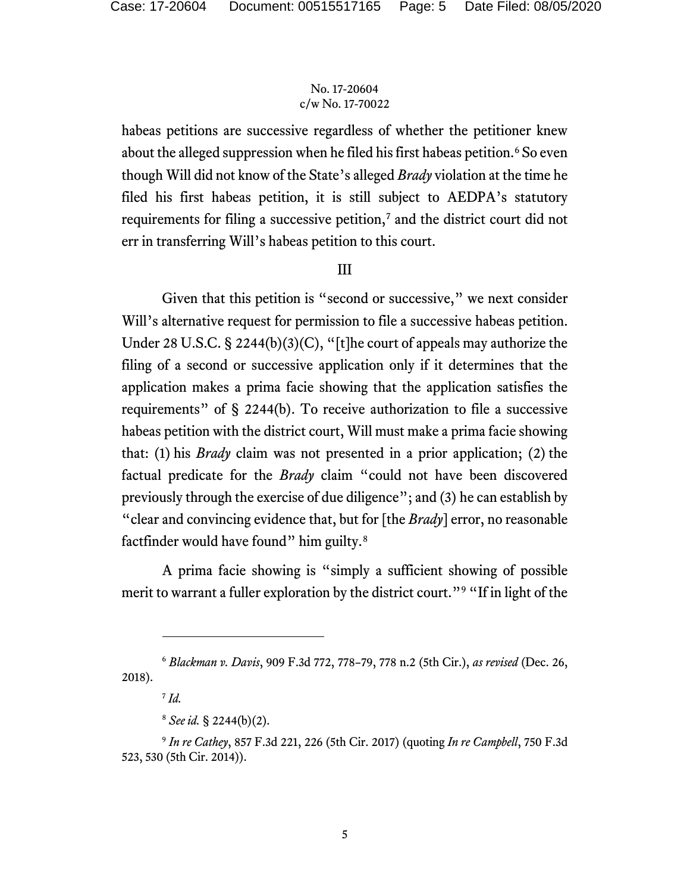habeas petitions are successive regardless of whether the petitioner knew about the alleged suppression when he filed his first habeas petition.[6] So even though Will did not know of the State's alleged *Brady* violation at the time he filed his first habeas petition, it is still subject to AEDPA's statutory requirements for filing a successive petition,[7] and the district court did not err in transferring Will's habeas petition to this court.

## III

Given that this petition is "second or successive," we next consider Will's alternative request for permission to file a successive habeas petition. Under 28 U.S.C. § 2244(b)(3)(C), "[t]he court of appeals may authorize the filing of a second or successive application only if it determines that the application makes a prima facie showing that the application satisfies the requirements" of § 2244(b). To receive authorization to file a successive habeas petition with the district court, Will must make a prima facie showing that: (1) his *Brady* claim was not presented in a prior application; (2) the factual predicate for the *Brady* claim "could not have been discovered previously through the exercise of due diligence"; and (3) he can establish by "clear and convincing evidence that, but for [the *Brady*] error, no reasonable factfinder would have found" him guilty.[8]

A prima facie showing is "simply a sufficient showing of possible merit to warrant a fuller exploration by the district court."[9] "If in light of the

---

[6] *Blackman v. Davis*, 909 F.3d 772, 778–79, 778 n.2 (5th Cir.), *as revised* (Dec. 26, 2018).

[7] *Id.*

[8] *See id.* § 2244(b)(2).

[9] *In re Cathey*, 857 F.3d 221, 226 (5th Cir. 2017) (quoting *In re Campbell*, 750 F.3d 523, 530 (5th Cir. 2014)).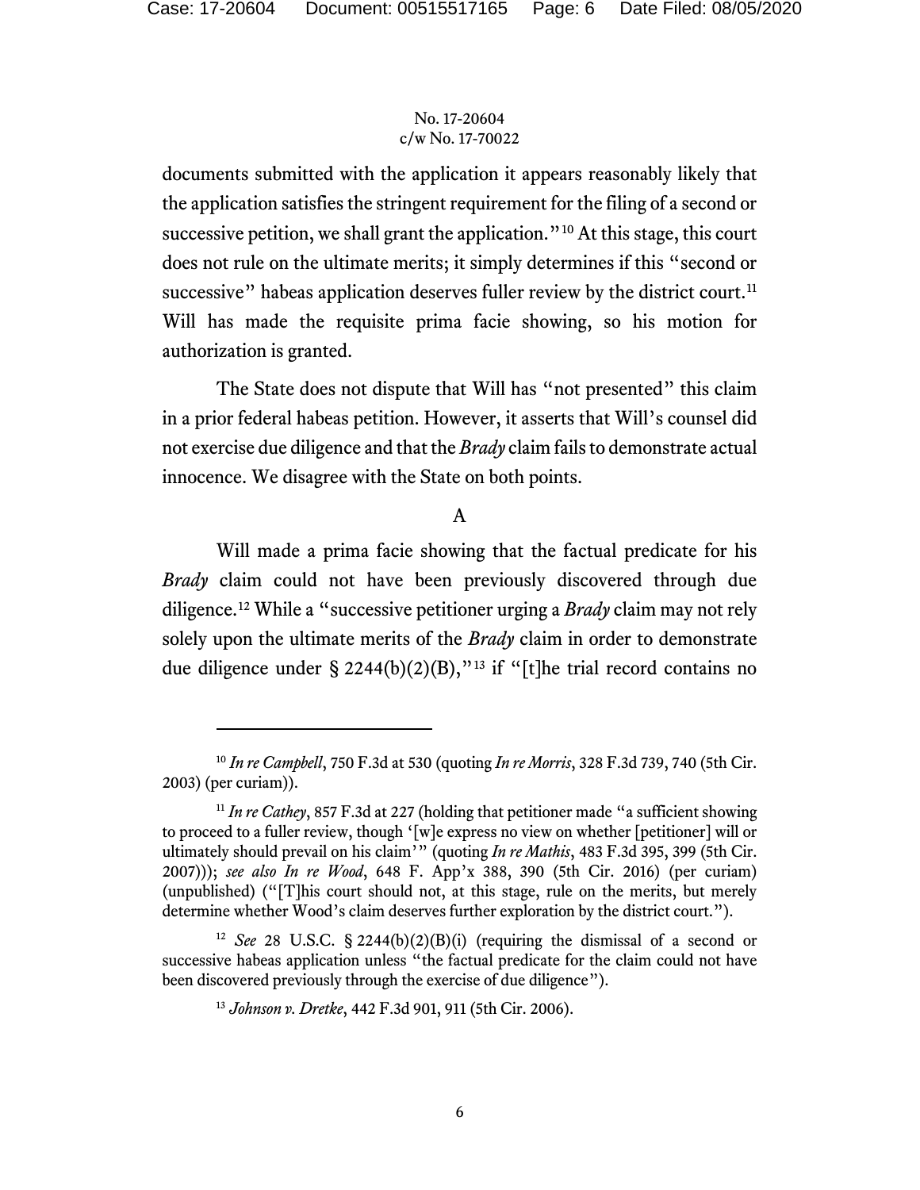documents submitted with the application it appears reasonably likely that the application satisfies the stringent requirement for the filing of a second or successive petition, we shall grant the application."[10] At this stage, this court does not rule on the ultimate merits; it simply determines if this "second or successive" habeas application deserves fuller review by the district court.[11] Will has made the requisite prima facie showing, so his motion for authorization is granted.

The State does not dispute that Will has "not presented" this claim in a prior federal habeas petition. However, it asserts that Will's counsel did not exercise due diligence and that the *Brady* claim fails to demonstrate actual innocence. We disagree with the State on both points.

A

Will made a prima facie showing that the factual predicate for his *Brady* claim could not have been previously discovered through due diligence.[12] While a "successive petitioner urging a *Brady* claim may not rely solely upon the ultimate merits of the *Brady* claim in order to demonstrate due diligence under § 2244(b)(2)(B),"[13] if "[t]he trial record contains no

---

[10] *In re Campbell*, 750 F.3d at 530 (quoting *In re Morris*, 328 F.3d 739, 740 (5th Cir. 2003) (per curiam)).

[11] *In re Cathey*, 857 F.3d at 227 (holding that petitioner made "a sufficient showing to proceed to a fuller review, though '[w]e express no view on whether [petitioner] will or ultimately should prevail on his claim'" (quoting *In re Mathis*, 483 F.3d 395, 399 (5th Cir. 2007))); *see also In re Wood*, 648 F. App'x 388, 390 (5th Cir. 2016) (per curiam) (unpublished) ("[T]his court should not, at this stage, rule on the merits, but merely determine whether Wood's claim deserves further exploration by the district court.").

[12] *See* 28 U.S.C. § 2244(b)(2)(B)(i) (requiring the dismissal of a second or successive habeas application unless "the factual predicate for the claim could not have been discovered previously through the exercise of due diligence").

[13] *Johnson v. Dretke*, 442 F.3d 901, 911 (5th Cir. 2006).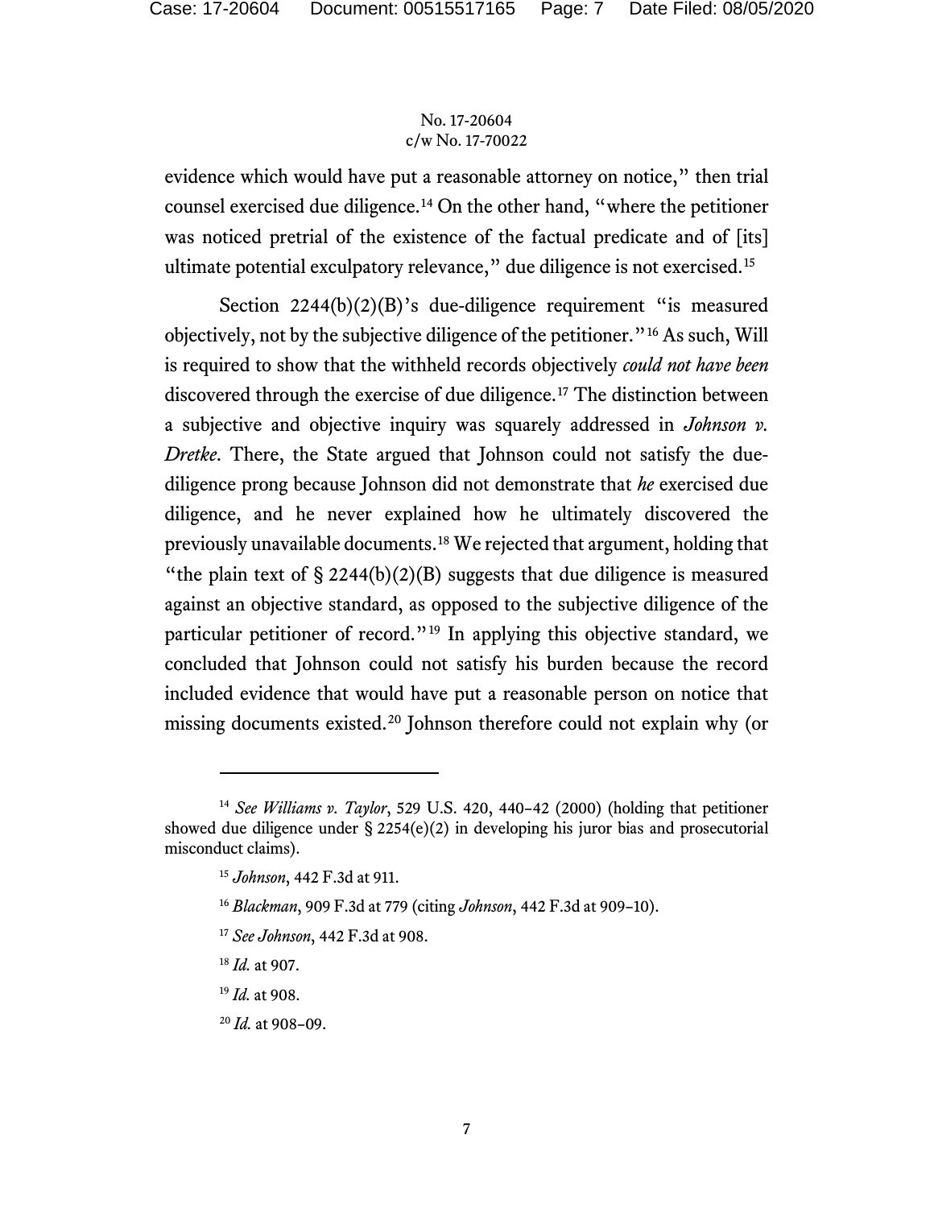evidence which would have put a reasonable attorney on notice," then trial counsel exercised due diligence.[14] On the other hand, "where the petitioner was noticed pretrial of the existence of the factual predicate and of [its] ultimate potential exculpatory relevance," due diligence is not exercised.[15]

Section 2244(b)(2)(B)'s due-diligence requirement "is measured objectively, not by the subjective diligence of the petitioner."[16] As such, Will is required to show that the withheld records objectively *could not have been* discovered through the exercise of due diligence.[17] The distinction between a subjective and objective inquiry was squarely addressed in *Johnson v. Dretke*. There, the State argued that Johnson could not satisfy the due-diligence prong because Johnson did not demonstrate that *he* exercised due diligence, and he never explained how he ultimately discovered the previously unavailable documents.[18] We rejected that argument, holding that "the plain text of § 2244(b)(2)(B) suggests that due diligence is measured against an objective standard, as opposed to the subjective diligence of the particular petitioner of record."[19] In applying this objective standard, we concluded that Johnson could not satisfy his burden because the record included evidence that would have put a reasonable person on notice that missing documents existed.[20] Johnson therefore could not explain why (or

---

[14] *See Williams v. Taylor*, 529 U.S. 420, 440–42 (2000) (holding that petitioner showed due diligence under § 2254(e)(2) in developing his juror bias and prosecutorial misconduct claims).

[15] *Johnson*, 442 F.3d at 911.

[16] *Blackman*, 909 F.3d at 779 (citing *Johnson*, 442 F.3d at 909–10).

[17] *See Johnson*, 442 F.3d at 908.

[18] *Id.* at 907.

[19] *Id.* at 908.

[20] *Id.* at 908–09.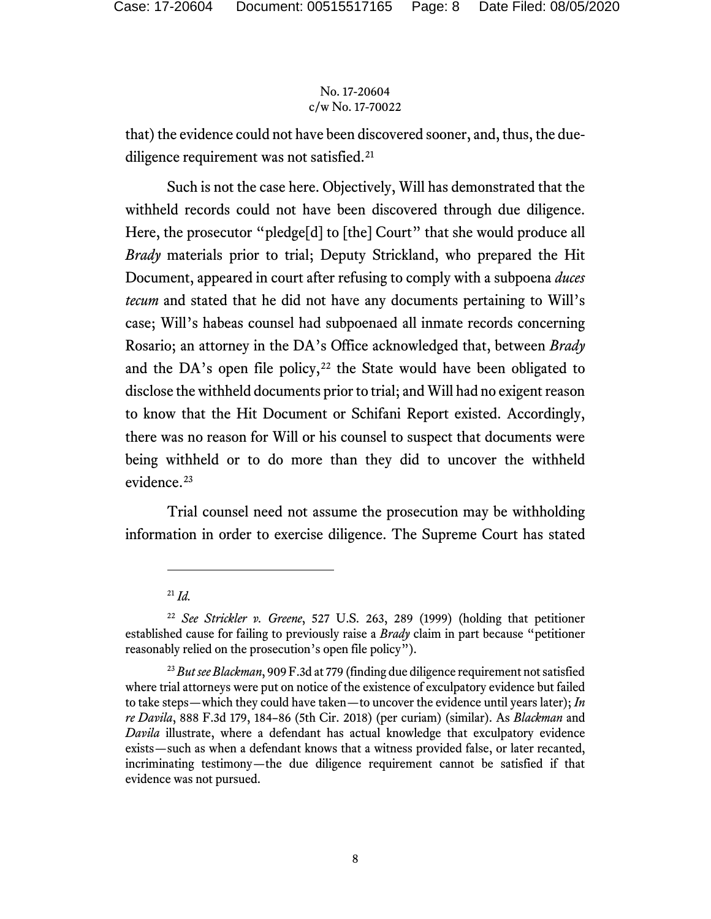that) the evidence could not have been discovered sooner, and, thus, the due-diligence requirement was not satisfied.[21]

Such is not the case here. Objectively, Will has demonstrated that the withheld records could not have been discovered through due diligence. Here, the prosecutor "pledge[d] to [the] Court" that she would produce all *Brady* materials prior to trial; Deputy Strickland, who prepared the Hit Document, appeared in court after refusing to comply with a subpoena *duces tecum* and stated that he did not have any documents pertaining to Will's case; Will's habeas counsel had subpoenaed all inmate records concerning Rosario; an attorney in the DA's Office acknowledged that, between *Brady* and the DA's open file policy,[22] the State would have been obligated to disclose the withheld documents prior to trial; and Will had no exigent reason to know that the Hit Document or Schifani Report existed. Accordingly, there was no reason for Will or his counsel to suspect that documents were being withheld or to do more than they did to uncover the withheld evidence.[23]

Trial counsel need not assume the prosecution may be withholding information in order to exercise diligence. The Supreme Court has stated

---

[21] *Id.*

[22] *See Strickler v. Greene*, 527 U.S. 263, 289 (1999) (holding that petitioner established cause for failing to previously raise a *Brady* claim in part because "petitioner reasonably relied on the prosecution's open file policy").

[23] *But see Blackman*, 909 F.3d at 779 (finding due diligence requirement not satisfied where trial attorneys were put on notice of the existence of exculpatory evidence but failed to take steps—which they could have taken—to uncover the evidence until years later); *In re Davila*, 888 F.3d 179, 184–86 (5th Cir. 2018) (per curiam) (similar). As *Blackman* and *Davila* illustrate, where a defendant has actual knowledge that exculpatory evidence exists—such as when a defendant knows that a witness provided false, or later recanted, incriminating testimony—the due diligence requirement cannot be satisfied if that evidence was not pursued.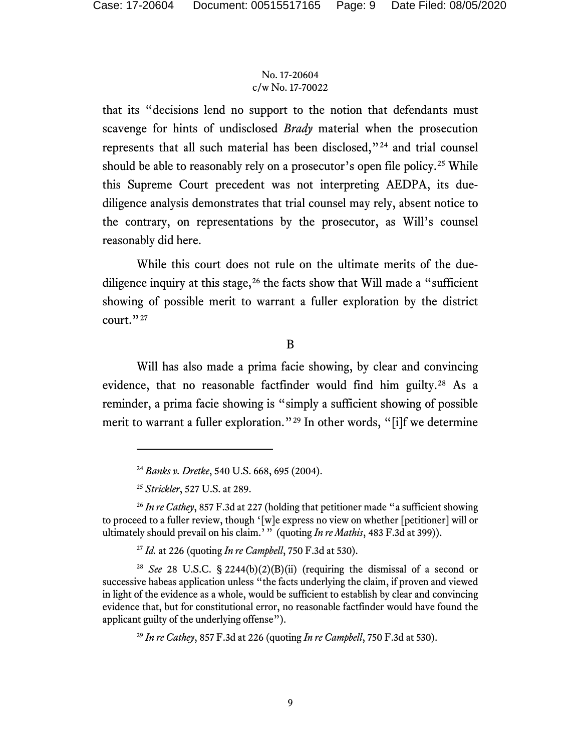that its "decisions lend no support to the notion that defendants must scavenge for hints of undisclosed *Brady* material when the prosecution represents that all such material has been disclosed,"[24] and trial counsel should be able to reasonably rely on a prosecutor's open file policy.[25] While this Supreme Court precedent was not interpreting AEDPA, its due-diligence analysis demonstrates that trial counsel may rely, absent notice to the contrary, on representations by the prosecutor, as Will's counsel reasonably did here.

While this court does not rule on the ultimate merits of the due-diligence inquiry at this stage,[26] the facts show that Will made a "sufficient showing of possible merit to warrant a fuller exploration by the district court."[27]

B

Will has also made a prima facie showing, by clear and convincing evidence, that no reasonable factfinder would find him guilty.[28] As a reminder, a prima facie showing is "simply a sufficient showing of possible merit to warrant a fuller exploration."[29] In other words, "[i]f we determine

---

[24] *Banks v. Dretke*, 540 U.S. 668, 695 (2004).

[25] *Strickler*, 527 U.S. at 289.

[26] *In re Cathey*, 857 F.3d at 227 (holding that petitioner made "a sufficient showing to proceed to a fuller review, though '[w]e express no view on whether [petitioner] will or ultimately should prevail on his claim.' " (quoting *In re Mathis*, 483 F.3d at 399)).

[27] *Id.* at 226 (quoting *In re Campbell*, 750 F.3d at 530).

[28] *See* 28 U.S.C. § 2244(b)(2)(B)(ii) (requiring the dismissal of a second or successive habeas application unless "the facts underlying the claim, if proven and viewed in light of the evidence as a whole, would be sufficient to establish by clear and convincing evidence that, but for constitutional error, no reasonable factfinder would have found the applicant guilty of the underlying offense").

[29] *In re Cathey*, 857 F.3d at 226 (quoting *In re Campbell*, 750 F.3d at 530).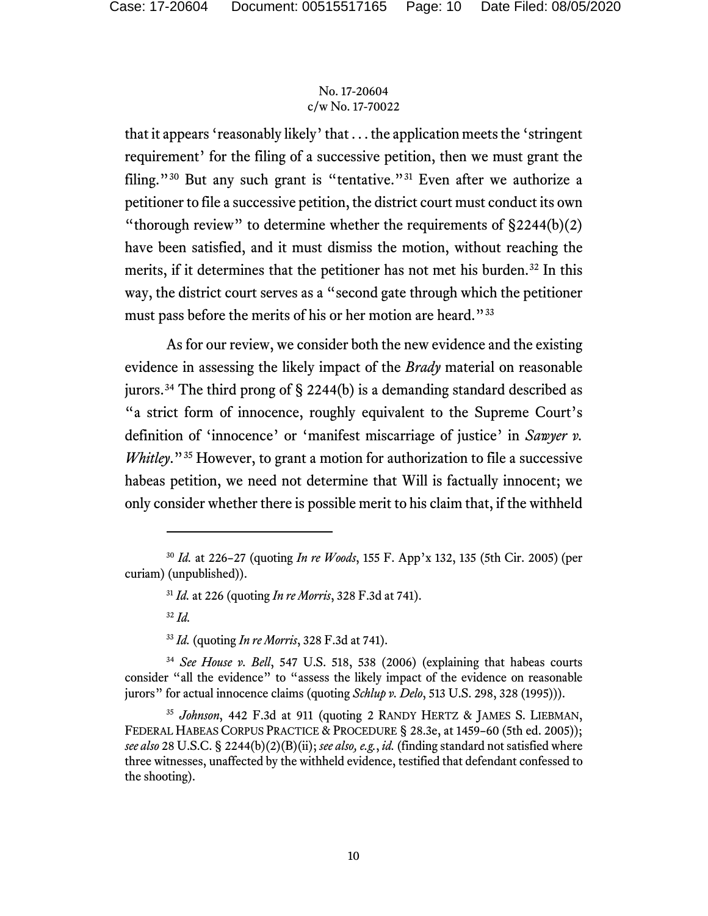that it appears 'reasonably likely' that . . . the application meets the 'stringent requirement' for the filing of a successive petition, then we must grant the filing."[30] But any such grant is "tentative."[31] Even after we authorize a petitioner to file a successive petition, the district court must conduct its own "thorough review" to determine whether the requirements of §2244(b)(2) have been satisfied, and it must dismiss the motion, without reaching the merits, if it determines that the petitioner has not met his burden.[32] In this way, the district court serves as a "second gate through which the petitioner must pass before the merits of his or her motion are heard."[33]

As for our review, we consider both the new evidence and the existing evidence in assessing the likely impact of the *Brady* material on reasonable jurors.[34] The third prong of § 2244(b) is a demanding standard described as "a strict form of innocence, roughly equivalent to the Supreme Court's definition of 'innocence' or 'manifest miscarriage of justice' in *Sawyer v. Whitley*."[35] However, to grant a motion for authorization to file a successive habeas petition, we need not determine that Will is factually innocent; we only consider whether there is possible merit to his claim that, if the withheld

---

[30] *Id.* at 226–27 (quoting *In re Woods*, 155 F. App'x 132, 135 (5th Cir. 2005) (per curiam) (unpublished)).

[31] *Id.* at 226 (quoting *In re Morris*, 328 F.3d at 741).

[32] *Id.*

[33] *Id.* (quoting *In re Morris*, 328 F.3d at 741).

[34] *See House v. Bell*, 547 U.S. 518, 538 (2006) (explaining that habeas courts consider "all the evidence" to "assess the likely impact of the evidence on reasonable jurors" for actual innocence claims (quoting *Schlup v. Delo*, 513 U.S. 298, 328 (1995))).

[35] *Johnson*, 442 F.3d at 911 (quoting 2 RANDY HERTZ & JAMES S. LIEBMAN, FEDERAL HABEAS CORPUS PRACTICE & PROCEDURE § 28.3e, at 1459–60 (5th ed. 2005)); *see also* 28 U.S.C. § 2244(b)(2)(B)(ii); *see also, e.g.*, *id.* (finding standard not satisfied where three witnesses, unaffected by the withheld evidence, testified that defendant confessed to the shooting).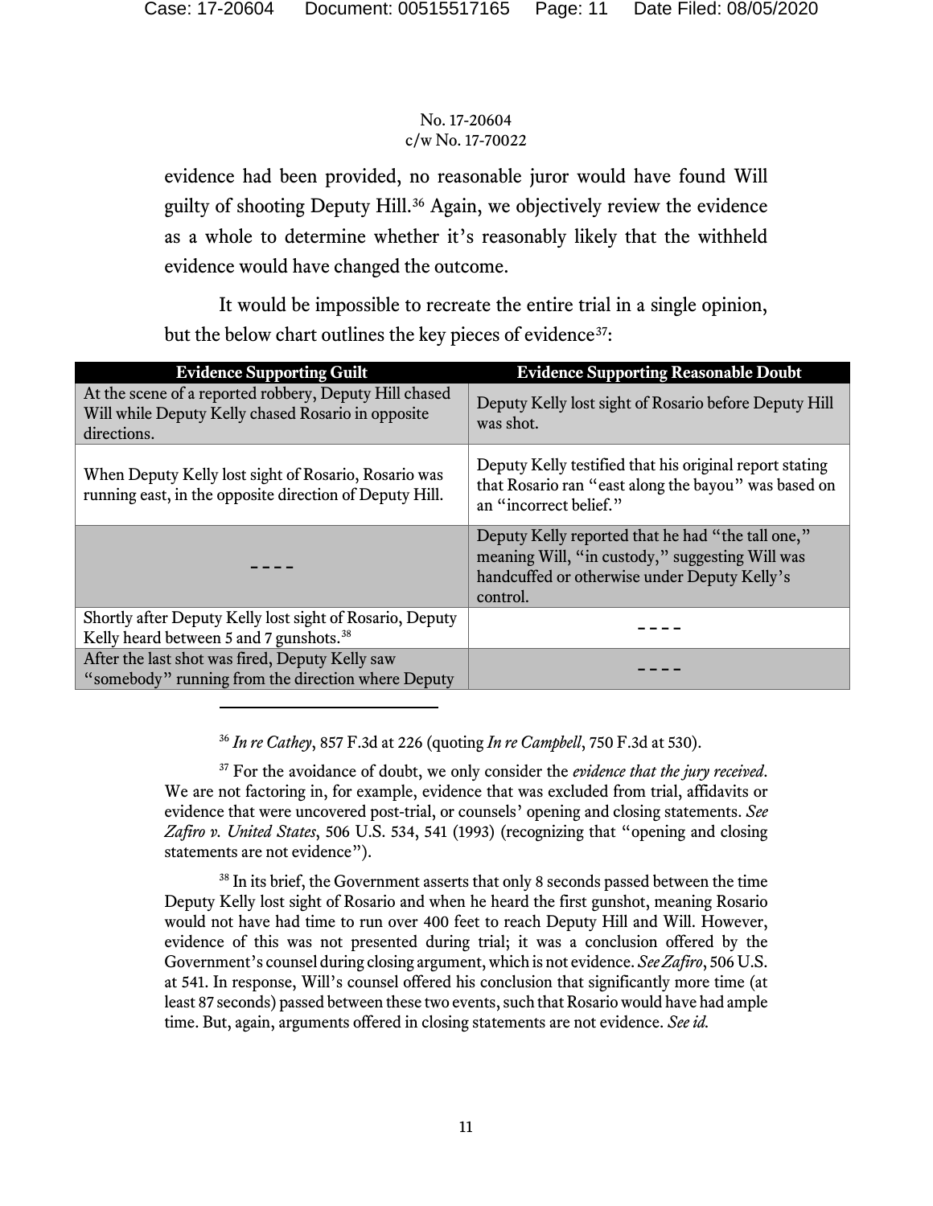No. 17-20604
c/w No. 17-70022

evidence had been provided, no reasonable juror would have found Will guilty of shooting Deputy Hill.[36] Again, we objectively review the evidence as a whole to determine whether it's reasonably likely that the withheld evidence would have changed the outcome.

It would be impossible to recreate the entire trial in a single opinion, but the below chart outlines the key pieces of evidence[37]:

| Evidence Supporting Guilt | Evidence Supporting Reasonable Doubt |
|---|---|
| At the scene of a reported robbery, Deputy Hill chased Will while Deputy Kelly chased Rosario in opposite directions. | Deputy Kelly lost sight of Rosario before Deputy Hill was shot. |
| When Deputy Kelly lost sight of Rosario, Rosario was running east, in the opposite direction of Deputy Hill. | Deputy Kelly testified that his original report stating that Rosario ran "east along the bayou" was based on an "incorrect belief." |
| – – – – | Deputy Kelly reported that he had "the tall one," meaning Will, "in custody," suggesting Will was handcuffed or otherwise under Deputy Kelly's control. |
| Shortly after Deputy Kelly lost sight of Rosario, Deputy Kelly heard between 5 and 7 gunshots.[38] | – – – – |
| After the last shot was fired, Deputy Kelly saw "somebody" running from the direction where Deputy | – – – – |

[36] *In re Cathey*, 857 F.3d at 226 (quoting *In re Campbell*, 750 F.3d at 530).

[37] For the avoidance of doubt, we only consider the *evidence that the jury received*. We are not factoring in, for example, evidence that was excluded from trial, affidavits or evidence that were uncovered post-trial, or counsels' opening and closing statements. *See Zafiro v. United States*, 506 U.S. 534, 541 (1993) (recognizing that "opening and closing statements are not evidence").

[38] In its brief, the Government asserts that only 8 seconds passed between the time Deputy Kelly lost sight of Rosario and when he heard the first gunshot, meaning Rosario would not have had time to run over 400 feet to reach Deputy Hill and Will. However, evidence of this was not presented during trial; it was a conclusion offered by the Government's counsel during closing argument, which is not evidence. *See Zafiro*, 506 U.S. at 541. In response, Will's counsel offered his conclusion that significantly more time (at least 87 seconds) passed between these two events, such that Rosario would have had ample time. But, again, arguments offered in closing statements are not evidence. *See id.*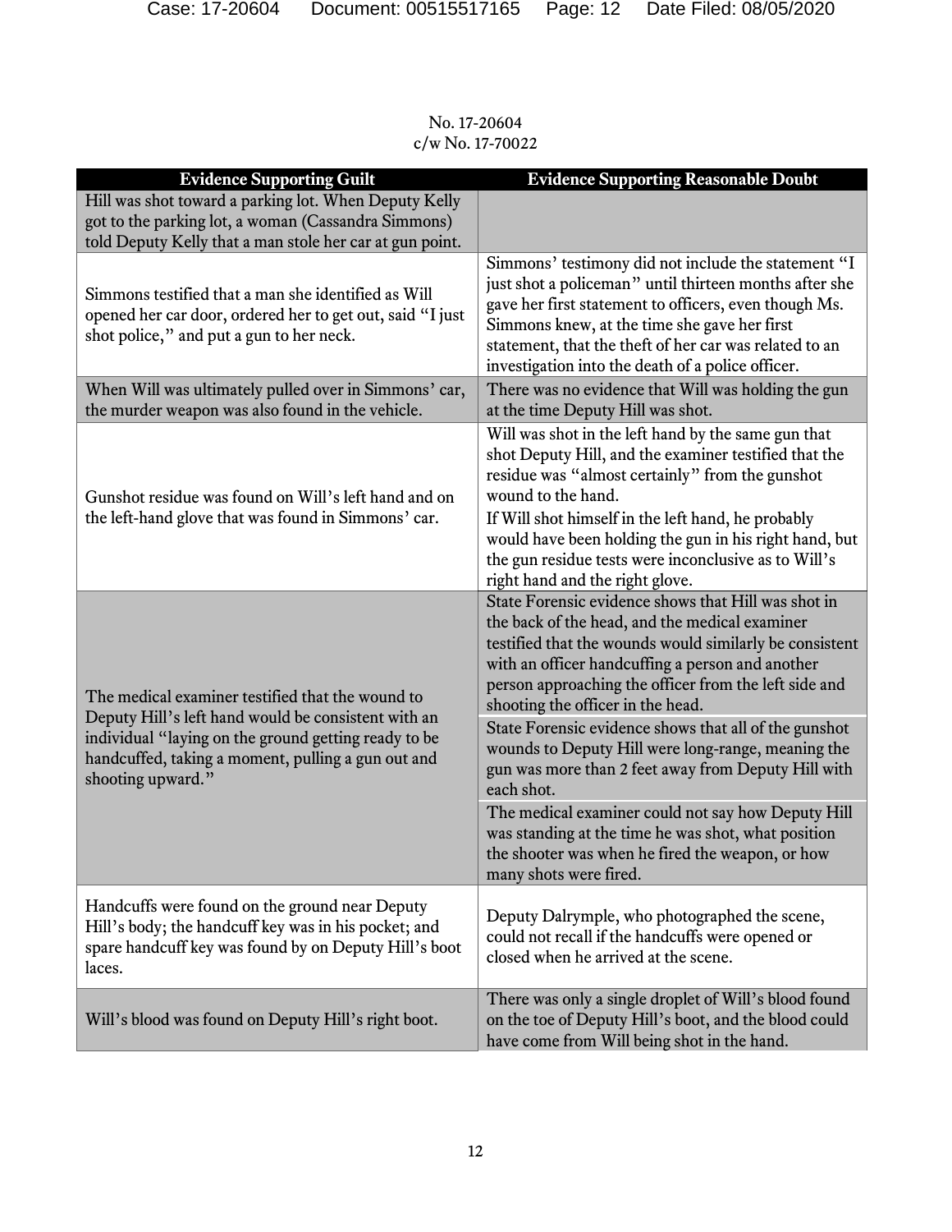No. 17-20604
c/w No. 17-70022

| Evidence Supporting Guilt | Evidence Supporting Reasonable Doubt |
|---|---|
| Hill was shot toward a parking lot. When Deputy Kelly got to the parking lot, a woman (Cassandra Simmons) told Deputy Kelly that a man stole her car at gun point. | |
| Simmons testified that a man she identified as Will opened her car door, ordered her to get out, said "I just shot police," and put a gun to her neck. | Simmons' testimony did not include the statement "I just shot a policeman" until thirteen months after she gave her first statement to officers, even though Ms. Simmons knew, at the time she gave her first statement, that the theft of her car was related to an investigation into the death of a police officer. |
| When Will was ultimately pulled over in Simmons' car, the murder weapon was also found in the vehicle. | There was no evidence that Will was holding the gun at the time Deputy Hill was shot. |
| Gunshot residue was found on Will's left hand and on the left-hand glove that was found in Simmons' car. | Will was shot in the left hand by the same gun that shot Deputy Hill, and the examiner testified that the residue was "almost certainly" from the gunshot wound to the hand.<br>If Will shot himself in the left hand, he probably would have been holding the gun in his right hand, but the gun residue tests were inconclusive as to Will's right hand and the right glove. |
| The medical examiner testified that the wound to Deputy Hill's left hand would be consistent with an individual "laying on the ground getting ready to be handcuffed, taking a moment, pulling a gun out and shooting upward." | State Forensic evidence shows that Hill was shot in the back of the head, and the medical examiner testified that the wounds would similarly be consistent with an officer handcuffing a person and another person approaching the officer from the left side and shooting the officer in the head.<br>State Forensic evidence shows that all of the gunshot wounds to Deputy Hill were long-range, meaning the gun was more than 2 feet away from Deputy Hill with each shot.<br>The medical examiner could not say how Deputy Hill was standing at the time he was shot, what position the shooter was when he fired the weapon, or how many shots were fired. |
| Handcuffs were found on the ground near Deputy Hill's body; the handcuff key was in his pocket; and spare handcuff key was found by on Deputy Hill's boot laces. | Deputy Dalrymple, who photographed the scene, could not recall if the handcuffs were opened or closed when he arrived at the scene. |
| Will's blood was found on Deputy Hill's right boot. | There was only a single droplet of Will's blood found on the toe of Deputy Hill's boot, and the blood could have come from Will being shot in the hand. |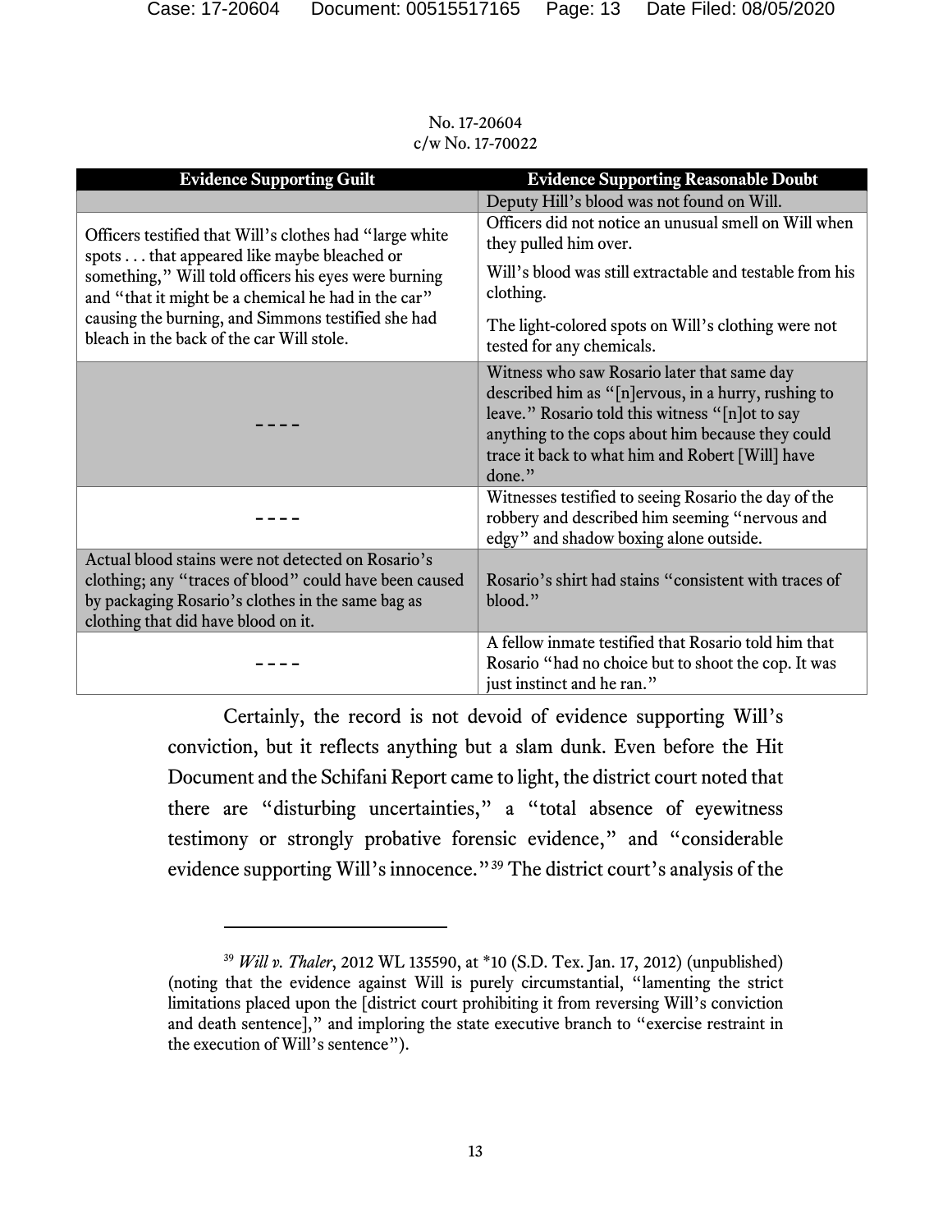| Evidence Supporting Guilt | Evidence Supporting Reasonable Doubt |
|---|---|
| | Deputy Hill's blood was not found on Will. |
| Officers testified that Will's clothes had "large white spots . . . that appeared like maybe bleached or something," Will told officers his eyes were burning and "that it might be a chemical he had in the car" causing the burning, and Simmons testified she had bleach in the back of the car Will stole. | Officers did not notice an unusual smell on Will when they pulled him over. Will's blood was still extractable and testable from his clothing. The light-colored spots on Will's clothing were not tested for any chemicals. |
| – – – – | Witness who saw Rosario later that same day described him as "[n]ervous, in a hurry, rushing to leave." Rosario told this witness "[n]ot to say anything to the cops about him because they could trace it back to what him and Robert [Will] have done." |
| – – – – | Witnesses testified to seeing Rosario the day of the robbery and described him seeming "nervous and edgy" and shadow boxing alone outside. |
| Actual blood stains were not detected on Rosario's clothing; any "traces of blood" could have been caused by packaging Rosario's clothes in the same bag as clothing that did have blood on it. | Rosario's shirt had stains "consistent with traces of blood." |
| – – – – | A fellow inmate testified that Rosario told him that Rosario "had no choice but to shoot the cop. It was just instinct and he ran." |

Certainly, the record is not devoid of evidence supporting Will's conviction, but it reflects anything but a slam dunk. Even before the Hit Document and the Schifani Report came to light, the district court noted that there are "disturbing uncertainties," a "total absence of eyewitness testimony or strongly probative forensic evidence," and "considerable evidence supporting Will's innocence."[39] The district court's analysis of the

[39] *Will v. Thaler*, 2012 WL 135590, at *10 (S.D. Tex. Jan. 17, 2012) (unpublished) (noting that the evidence against Will is purely circumstantial, "lamenting the strict limitations placed upon the [district court prohibiting it from reversing Will's conviction and death sentence]," and imploring the state executive branch to "exercise restraint in the execution of Will's sentence").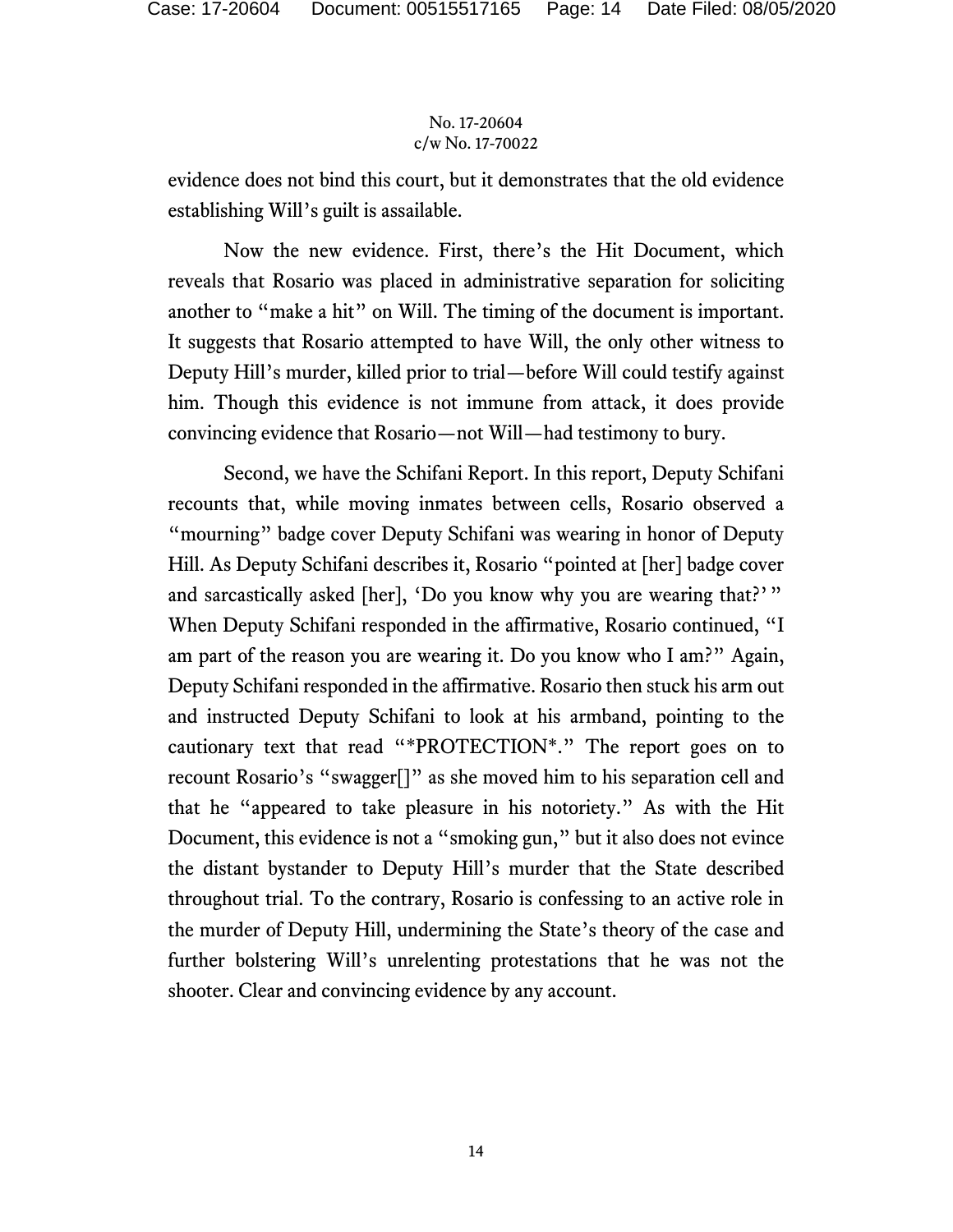evidence does not bind this court, but it demonstrates that the old evidence establishing Will's guilt is assailable.

Now the new evidence. First, there's the Hit Document, which reveals that Rosario was placed in administrative separation for soliciting another to "make a hit" on Will. The timing of the document is important. It suggests that Rosario attempted to have Will, the only other witness to Deputy Hill's murder, killed prior to trial—before Will could testify against him. Though this evidence is not immune from attack, it does provide convincing evidence that Rosario—not Will—had testimony to bury.

Second, we have the Schifani Report. In this report, Deputy Schifani recounts that, while moving inmates between cells, Rosario observed a "mourning" badge cover Deputy Schifani was wearing in honor of Deputy Hill. As Deputy Schifani describes it, Rosario "pointed at [her] badge cover and sarcastically asked [her], 'Do you know why you are wearing that?' " When Deputy Schifani responded in the affirmative, Rosario continued, "I am part of the reason you are wearing it. Do you know who I am?" Again, Deputy Schifani responded in the affirmative. Rosario then stuck his arm out and instructed Deputy Schifani to look at his armband, pointing to the cautionary text that read "*PROTECTION*." The report goes on to recount Rosario's "swagger[]" as she moved him to his separation cell and that he "appeared to take pleasure in his notoriety." As with the Hit Document, this evidence is not a "smoking gun," but it also does not evince the distant bystander to Deputy Hill's murder that the State described throughout trial. To the contrary, Rosario is confessing to an active role in the murder of Deputy Hill, undermining the State's theory of the case and further bolstering Will's unrelenting protestations that he was not the shooter. Clear and convincing evidence by any account.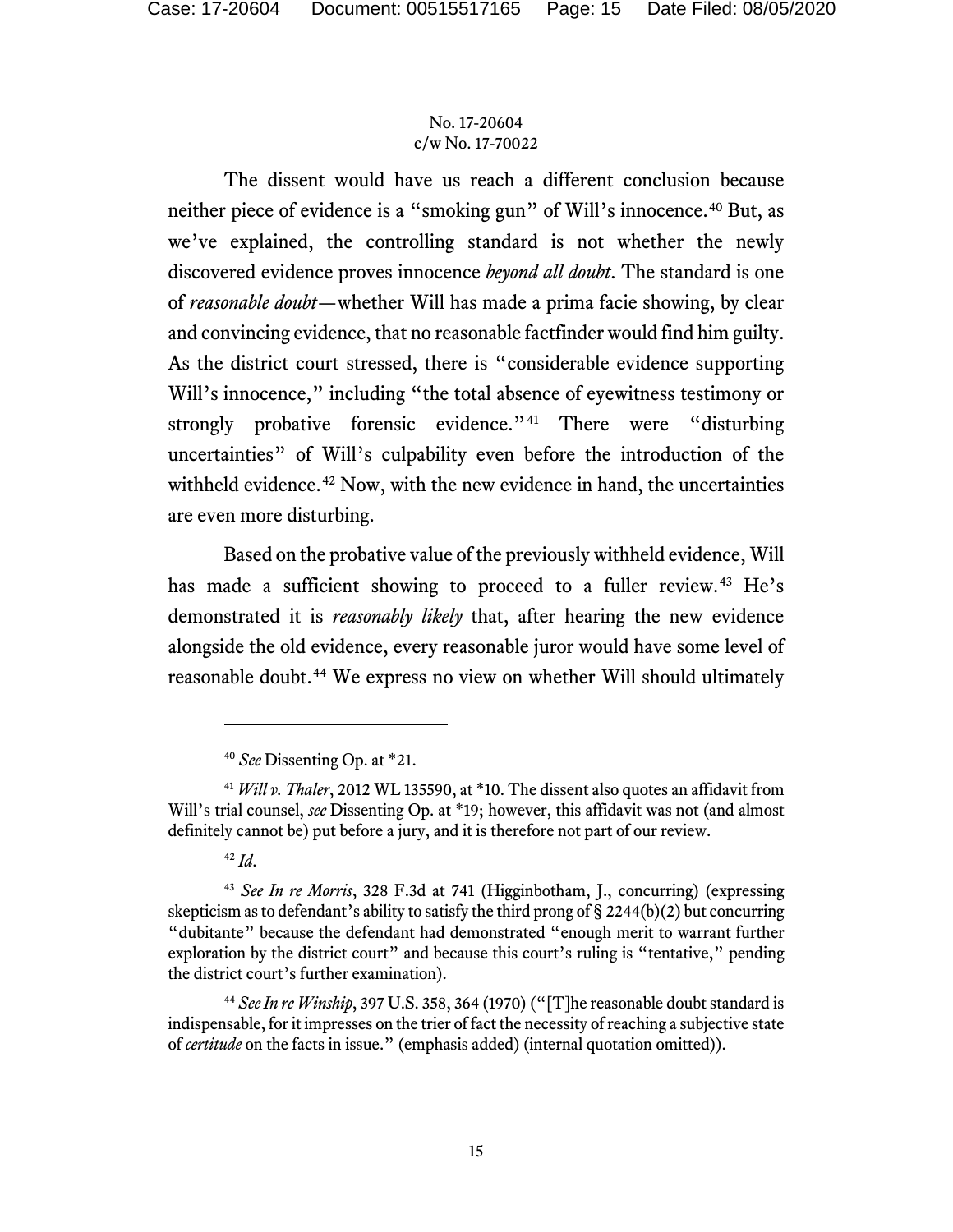The dissent would have us reach a different conclusion because neither piece of evidence is a "smoking gun" of Will's innocence.[40] But, as we've explained, the controlling standard is not whether the newly discovered evidence proves innocence *beyond all doubt*. The standard is one of *reasonable doubt*—whether Will has made a prima facie showing, by clear and convincing evidence, that no reasonable factfinder would find him guilty. As the district court stressed, there is "considerable evidence supporting Will's innocence," including "the total absence of eyewitness testimony or strongly probative forensic evidence."[41] There were "disturbing uncertainties" of Will's culpability even before the introduction of the withheld evidence.[42] Now, with the new evidence in hand, the uncertainties are even more disturbing.

Based on the probative value of the previously withheld evidence, Will has made a sufficient showing to proceed to a fuller review.[43] He's demonstrated it is *reasonably likely* that, after hearing the new evidence alongside the old evidence, every reasonable juror would have some level of reasonable doubt.[44] We express no view on whether Will should ultimately

---

[40] *See* Dissenting Op. at *21.

[41] *Will v. Thaler*, 2012 WL 135590, at *10. The dissent also quotes an affidavit from Will's trial counsel, *see* Dissenting Op. at *19; however, this affidavit was not (and almost definitely cannot be) put before a jury, and it is therefore not part of our review.

[42] *Id*.

[43] *See In re Morris*, 328 F.3d at 741 (Higginbotham, J., concurring) (expressing skepticism as to defendant's ability to satisfy the third prong of § 2244(b)(2) but concurring "dubitante" because the defendant had demonstrated "enough merit to warrant further exploration by the district court" and because this court's ruling is "tentative," pending the district court's further examination).

[44] *See In re Winship*, 397 U.S. 358, 364 (1970) ("[T]he reasonable doubt standard is indispensable, for it impresses on the trier of fact the necessity of reaching a subjective state of *certitude* on the facts in issue." (emphasis added) (internal quotation omitted)).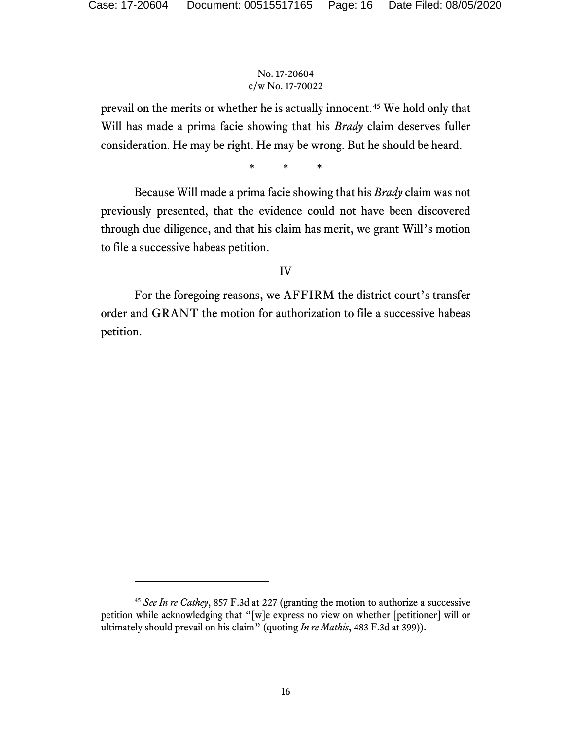prevail on the merits or whether he is actually innocent.[45] We hold only that Will has made a prima facie showing that his *Brady* claim deserves fuller consideration. He may be right. He may be wrong. But he should be heard.

\* \* \*

Because Will made a prima facie showing that his *Brady* claim was not previously presented, that the evidence could not have been discovered through due diligence, and that his claim has merit, we grant Will's motion to file a successive habeas petition.

## IV

For the foregoing reasons, we AFFIRM the district court's transfer order and GRANT the motion for authorization to file a successive habeas petition.

---

[45] *See In re Cathey*, 857 F.3d at 227 (granting the motion to authorize a successive petition while acknowledging that "[w]e express no view on whether [petitioner] will or ultimately should prevail on his claim" (quoting *In re Mathis*, 483 F.3d at 399)).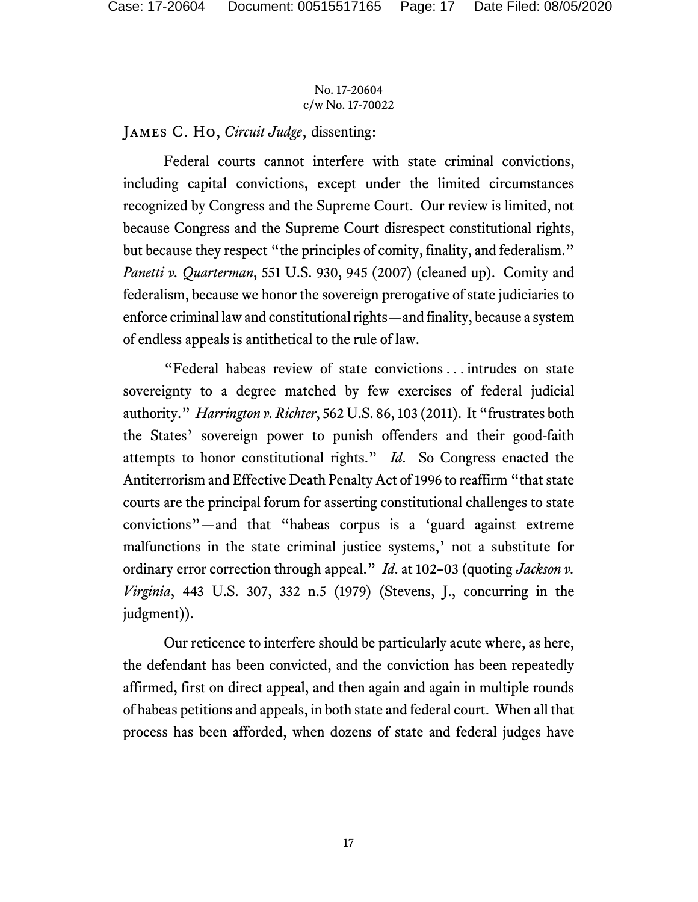James C. Ho, *Circuit Judge*, dissenting:

Federal courts cannot interfere with state criminal convictions, including capital convictions, except under the limited circumstances recognized by Congress and the Supreme Court. Our review is limited, not because Congress and the Supreme Court disrespect constitutional rights, but because they respect "the principles of comity, finality, and federalism." *Panetti v. Quarterman*, 551 U.S. 930, 945 (2007) (cleaned up). Comity and federalism, because we honor the sovereign prerogative of state judiciaries to enforce criminal law and constitutional rights—and finality, because a system of endless appeals is antithetical to the rule of law.

"Federal habeas review of state convictions . . . intrudes on state sovereignty to a degree matched by few exercises of federal judicial authority." *Harrington v. Richter*, 562 U.S. 86, 103 (2011). It "frustrates both the States' sovereign power to punish offenders and their good-faith attempts to honor constitutional rights." *Id*. So Congress enacted the Antiterrorism and Effective Death Penalty Act of 1996 to reaffirm "that state courts are the principal forum for asserting constitutional challenges to state convictions"—and that "habeas corpus is a 'guard against extreme malfunctions in the state criminal justice systems,' not a substitute for ordinary error correction through appeal." *Id*. at 102–03 (quoting *Jackson v. Virginia*, 443 U.S. 307, 332 n.5 (1979) (Stevens, J., concurring in the judgment)).

Our reticence to interfere should be particularly acute where, as here, the defendant has been convicted, and the conviction has been repeatedly affirmed, first on direct appeal, and then again and again in multiple rounds of habeas petitions and appeals, in both state and federal court. When all that process has been afforded, when dozens of state and federal judges have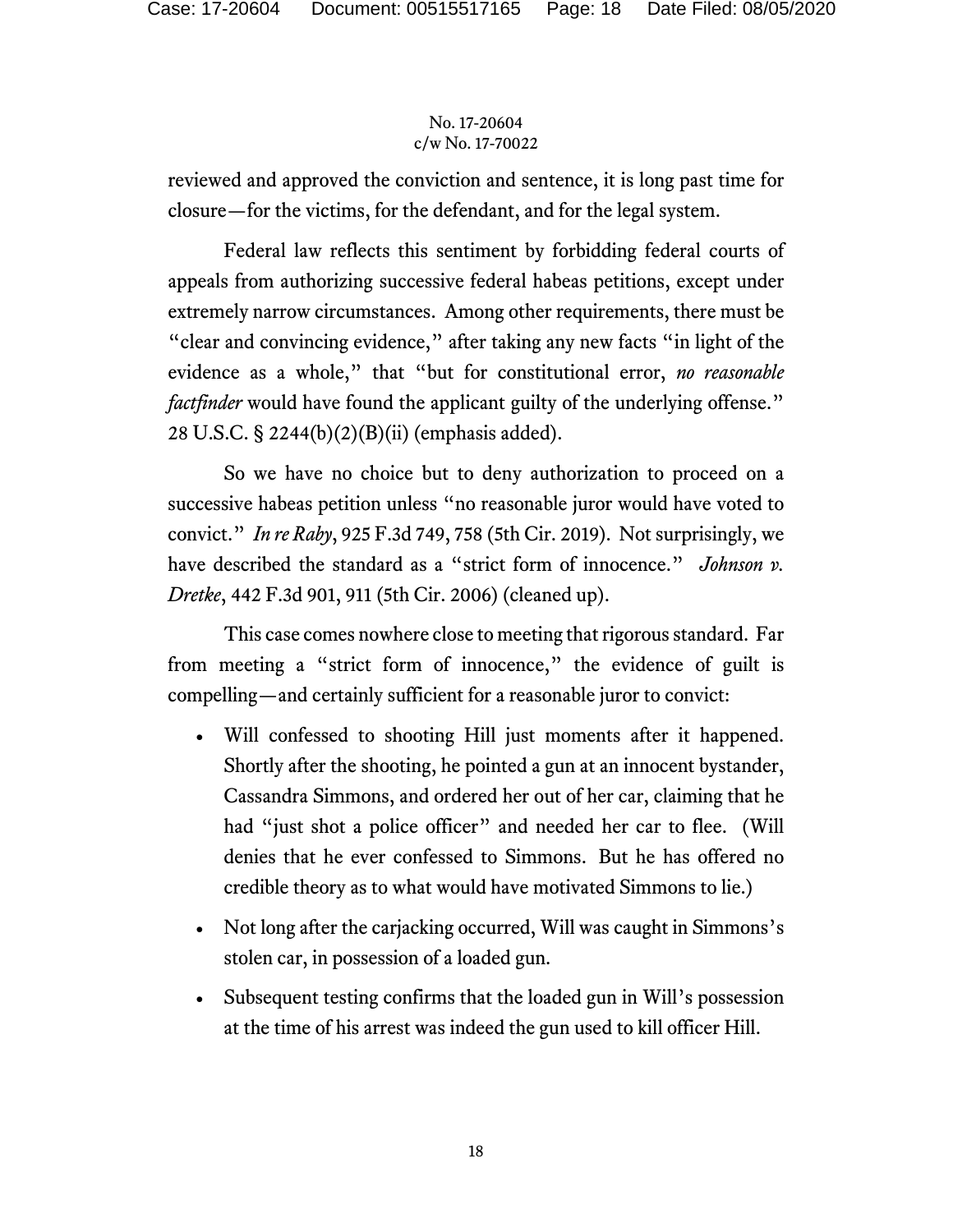reviewed and approved the conviction and sentence, it is long past time for closure—for the victims, for the defendant, and for the legal system.

Federal law reflects this sentiment by forbidding federal courts of appeals from authorizing successive federal habeas petitions, except under extremely narrow circumstances. Among other requirements, there must be "clear and convincing evidence," after taking any new facts "in light of the evidence as a whole," that "but for constitutional error, *no reasonable factfinder* would have found the applicant guilty of the underlying offense." 28 U.S.C. § 2244(b)(2)(B)(ii) (emphasis added).

So we have no choice but to deny authorization to proceed on a successive habeas petition unless "no reasonable juror would have voted to convict." *In re Raby*, 925 F.3d 749, 758 (5th Cir. 2019). Not surprisingly, we have described the standard as a "strict form of innocence." *Johnson v. Dretke*, 442 F.3d 901, 911 (5th Cir. 2006) (cleaned up).

This case comes nowhere close to meeting that rigorous standard. Far from meeting a "strict form of innocence," the evidence of guilt is compelling—and certainly sufficient for a reasonable juror to convict:

- Will confessed to shooting Hill just moments after it happened. Shortly after the shooting, he pointed a gun at an innocent bystander, Cassandra Simmons, and ordered her out of her car, claiming that he had "just shot a police officer" and needed her car to flee. (Will denies that he ever confessed to Simmons. But he has offered no credible theory as to what would have motivated Simmons to lie.)
- Not long after the carjacking occurred, Will was caught in Simmons's stolen car, in possession of a loaded gun.
- Subsequent testing confirms that the loaded gun in Will's possession at the time of his arrest was indeed the gun used to kill officer Hill.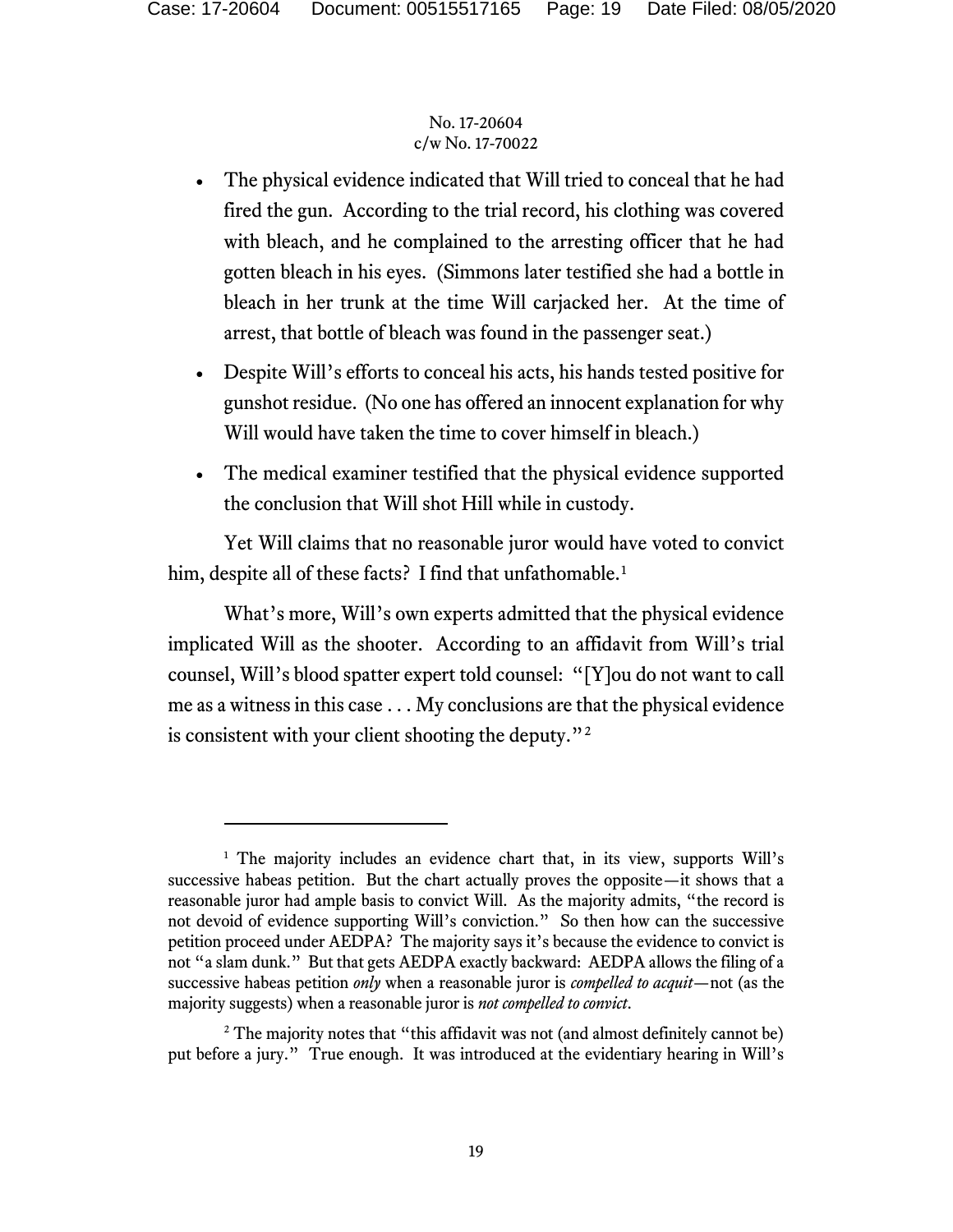- The physical evidence indicated that Will tried to conceal that he had fired the gun. According to the trial record, his clothing was covered with bleach, and he complained to the arresting officer that he had gotten bleach in his eyes. (Simmons later testified she had a bottle in bleach in her trunk at the time Will carjacked her. At the time of arrest, that bottle of bleach was found in the passenger seat.)
- Despite Will's efforts to conceal his acts, his hands tested positive for gunshot residue. (No one has offered an innocent explanation for why Will would have taken the time to cover himself in bleach.)
- The medical examiner testified that the physical evidence supported the conclusion that Will shot Hill while in custody.

Yet Will claims that no reasonable juror would have voted to convict him, despite all of these facts? I find that unfathomable.[1]

What's more, Will's own experts admitted that the physical evidence implicated Will as the shooter. According to an affidavit from Will's trial counsel, Will's blood spatter expert told counsel: "[Y]ou do not want to call me as a witness in this case . . . My conclusions are that the physical evidence is consistent with your client shooting the deputy."[2]

---

[1] The majority includes an evidence chart that, in its view, supports Will's successive habeas petition. But the chart actually proves the opposite—it shows that a reasonable juror had ample basis to convict Will. As the majority admits, "the record is not devoid of evidence supporting Will's conviction." So then how can the successive petition proceed under AEDPA? The majority says it's because the evidence to convict is not "a slam dunk." But that gets AEDPA exactly backward: AEDPA allows the filing of a successive habeas petition *only* when a reasonable juror is *compelled to acquit*—not (as the majority suggests) when a reasonable juror is *not compelled to convict*.

[2] The majority notes that "this affidavit was not (and almost definitely cannot be) put before a jury." True enough. It was introduced at the evidentiary hearing in Will's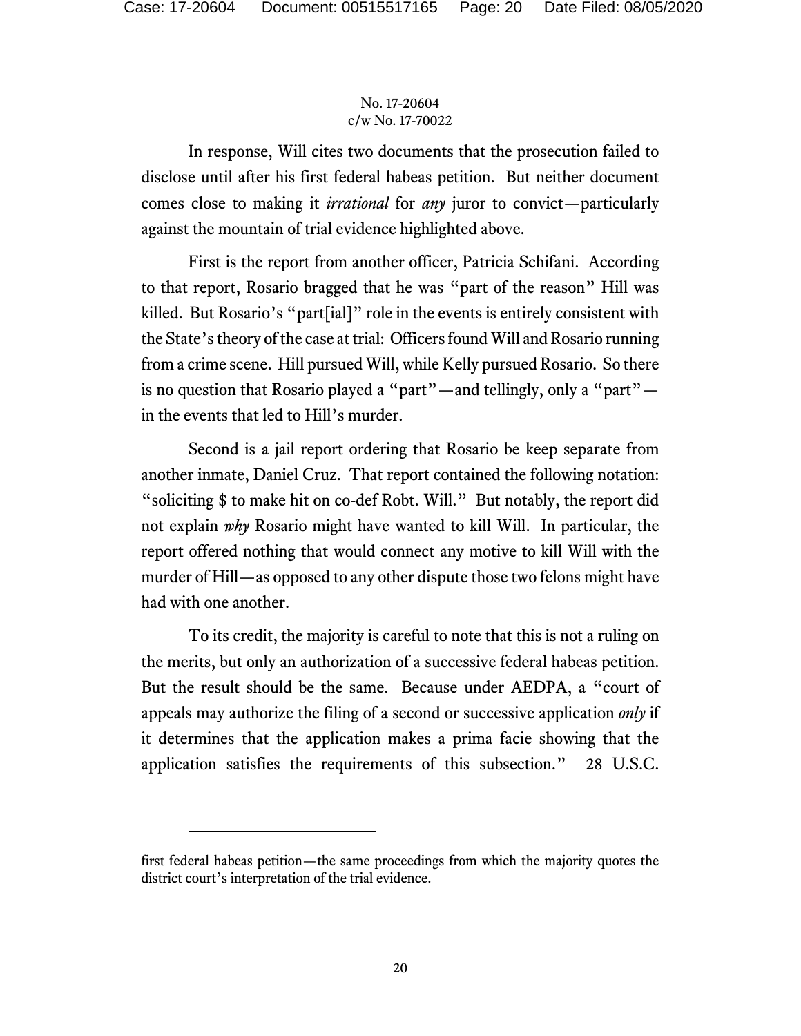In response, Will cites two documents that the prosecution failed to disclose until after his first federal habeas petition. But neither document comes close to making it *irrational* for *any* juror to convict—particularly against the mountain of trial evidence highlighted above.

First is the report from another officer, Patricia Schifani. According to that report, Rosario bragged that he was "part of the reason" Hill was killed. But Rosario's "part[ial]" role in the events is entirely consistent with the State's theory of the case at trial: Officers found Will and Rosario running from a crime scene. Hill pursued Will, while Kelly pursued Rosario. So there is no question that Rosario played a "part"—and tellingly, only a "part"—in the events that led to Hill's murder.

Second is a jail report ordering that Rosario be keep separate from another inmate, Daniel Cruz. That report contained the following notation: "soliciting $ to make hit on co-def Robt. Will." But notably, the report did not explain *why* Rosario might have wanted to kill Will. In particular, the report offered nothing that would connect any motive to kill Will with the murder of Hill—as opposed to any other dispute those two felons might have had with one another.

To its credit, the majority is careful to note that this is not a ruling on the merits, but only an authorization of a successive federal habeas petition. But the result should be the same. Because under AEDPA, a "court of appeals may authorize the filing of a second or successive application *only* if it determines that the application makes a prima facie showing that the application satisfies the requirements of this subsection." 28 U.S.C.

---

first federal habeas petition—the same proceedings from which the majority quotes the district court's interpretation of the trial evidence.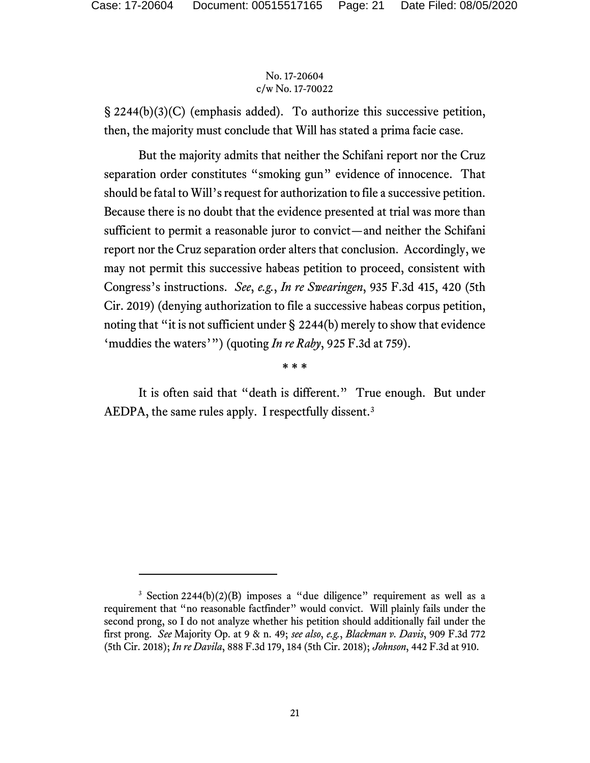§ 2244(b)(3)(C) (emphasis added). To authorize this successive petition, then, the majority must conclude that Will has stated a prima facie case.

But the majority admits that neither the Schifani report nor the Cruz separation order constitutes "smoking gun" evidence of innocence. That should be fatal to Will's request for authorization to file a successive petition. Because there is no doubt that the evidence presented at trial was more than sufficient to permit a reasonable juror to convict—and neither the Schifani report nor the Cruz separation order alters that conclusion. Accordingly, we may not permit this successive habeas petition to proceed, consistent with Congress's instructions. *See*, *e.g.*, *In re Swearingen*, 935 F.3d 415, 420 (5th Cir. 2019) (denying authorization to file a successive habeas corpus petition, noting that "it is not sufficient under § 2244(b) merely to show that evidence 'muddies the waters'") (quoting *In re Raby*, 925 F.3d at 759).

\* \* \*

It is often said that "death is different." True enough. But under AEDPA, the same rules apply. I respectfully dissent.[3]

[3] Section 2244(b)(2)(B) imposes a "due diligence" requirement as well as a requirement that "no reasonable factfinder" would convict. Will plainly fails under the second prong, so I do not analyze whether his petition should additionally fail under the first prong. *See* Majority Op. at 9 & n. 49; *see also*, *e.g.*, *Blackman v. Davis*, 909 F.3d 772 (5th Cir. 2018); *In re Davila*, 888 F.3d 179, 184 (5th Cir. 2018); *Johnson*, 442 F.3d at 910.